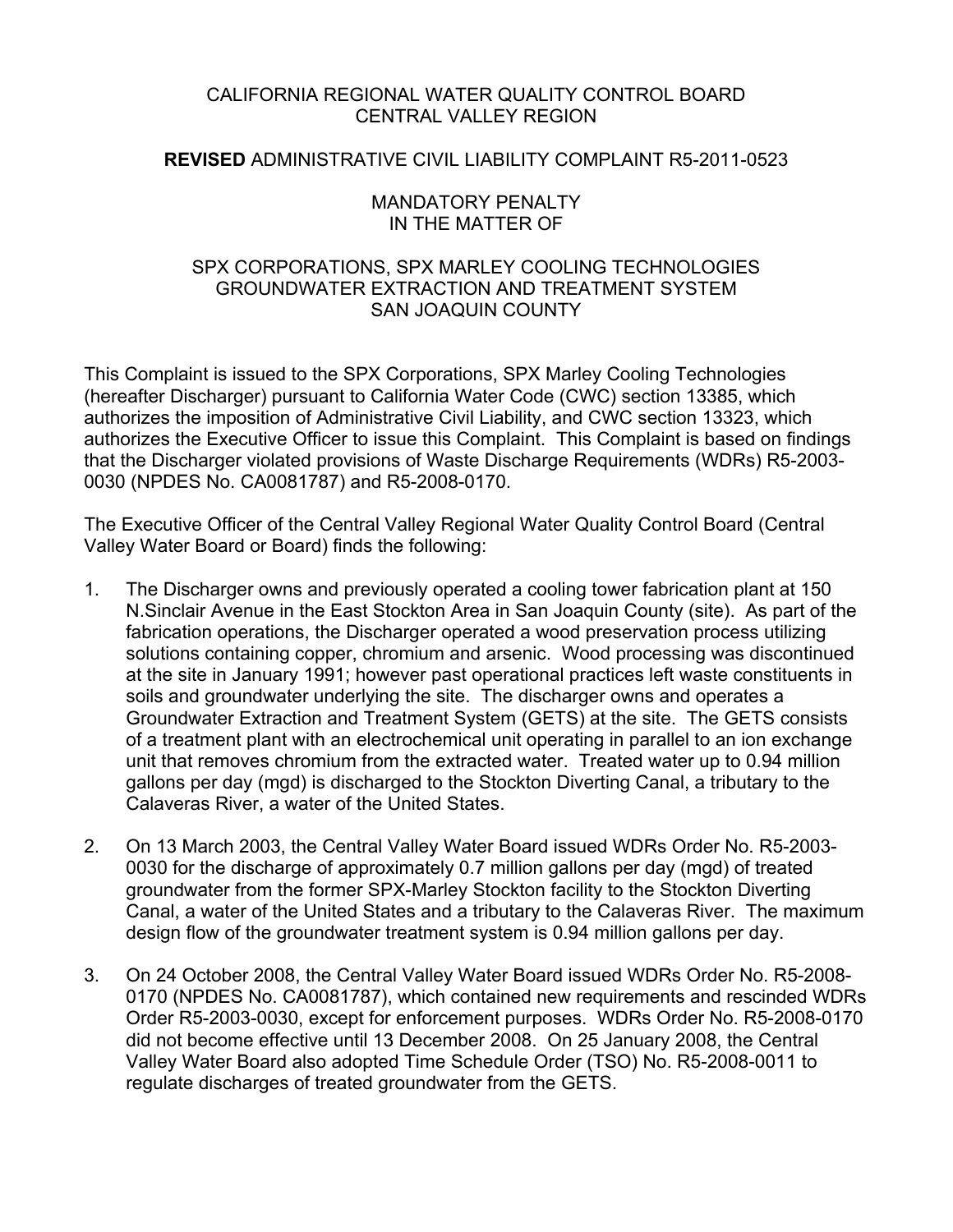CALIFORNIA REGIONAL WATER QUALITY CONTROL BOARD
CENTRAL VALLEY REGION

**REVISED** ADMINISTRATIVE CIVIL LIABILITY COMPLAINT R5-2011-0523

MANDATORY PENALTY
IN THE MATTER OF

SPX CORPORATIONS, SPX MARLEY COOLING TECHNOLOGIES
GROUNDWATER EXTRACTION AND TREATMENT SYSTEM
SAN JOAQUIN COUNTY

This Complaint is issued to the SPX Corporations, SPX Marley Cooling Technologies (hereafter Discharger) pursuant to California Water Code (CWC) section 13385, which authorizes the imposition of Administrative Civil Liability, and CWC section 13323, which authorizes the Executive Officer to issue this Complaint. This Complaint is based on findings that the Discharger violated provisions of Waste Discharge Requirements (WDRs) R5-2003-0030 (NPDES No. CA0081787) and R5-2008-0170.

The Executive Officer of the Central Valley Regional Water Quality Control Board (Central Valley Water Board or Board) finds the following:

1. The Discharger owns and previously operated a cooling tower fabrication plant at 150 N.Sinclair Avenue in the East Stockton Area in San Joaquin County (site). As part of the fabrication operations, the Discharger operated a wood preservation process utilizing solutions containing copper, chromium and arsenic. Wood processing was discontinued at the site in January 1991; however past operational practices left waste constituents in soils and groundwater underlying the site. The discharger owns and operates a Groundwater Extraction and Treatment System (GETS) at the site. The GETS consists of a treatment plant with an electrochemical unit operating in parallel to an ion exchange unit that removes chromium from the extracted water. Treated water up to 0.94 million gallons per day (mgd) is discharged to the Stockton Diverting Canal, a tributary to the Calaveras River, a water of the United States.

2. On 13 March 2003, the Central Valley Water Board issued WDRs Order No. R5-2003-0030 for the discharge of approximately 0.7 million gallons per day (mgd) of treated groundwater from the former SPX-Marley Stockton facility to the Stockton Diverting Canal, a water of the United States and a tributary to the Calaveras River. The maximum design flow of the groundwater treatment system is 0.94 million gallons per day.

3. On 24 October 2008, the Central Valley Water Board issued WDRs Order No. R5-2008-0170 (NPDES No. CA0081787), which contained new requirements and rescinded WDRs Order R5-2003-0030, except for enforcement purposes. WDRs Order No. R5-2008-0170 did not become effective until 13 December 2008. On 25 January 2008, the Central Valley Water Board also adopted Time Schedule Order (TSO) No. R5-2008-0011 to regulate discharges of treated groundwater from the GETS.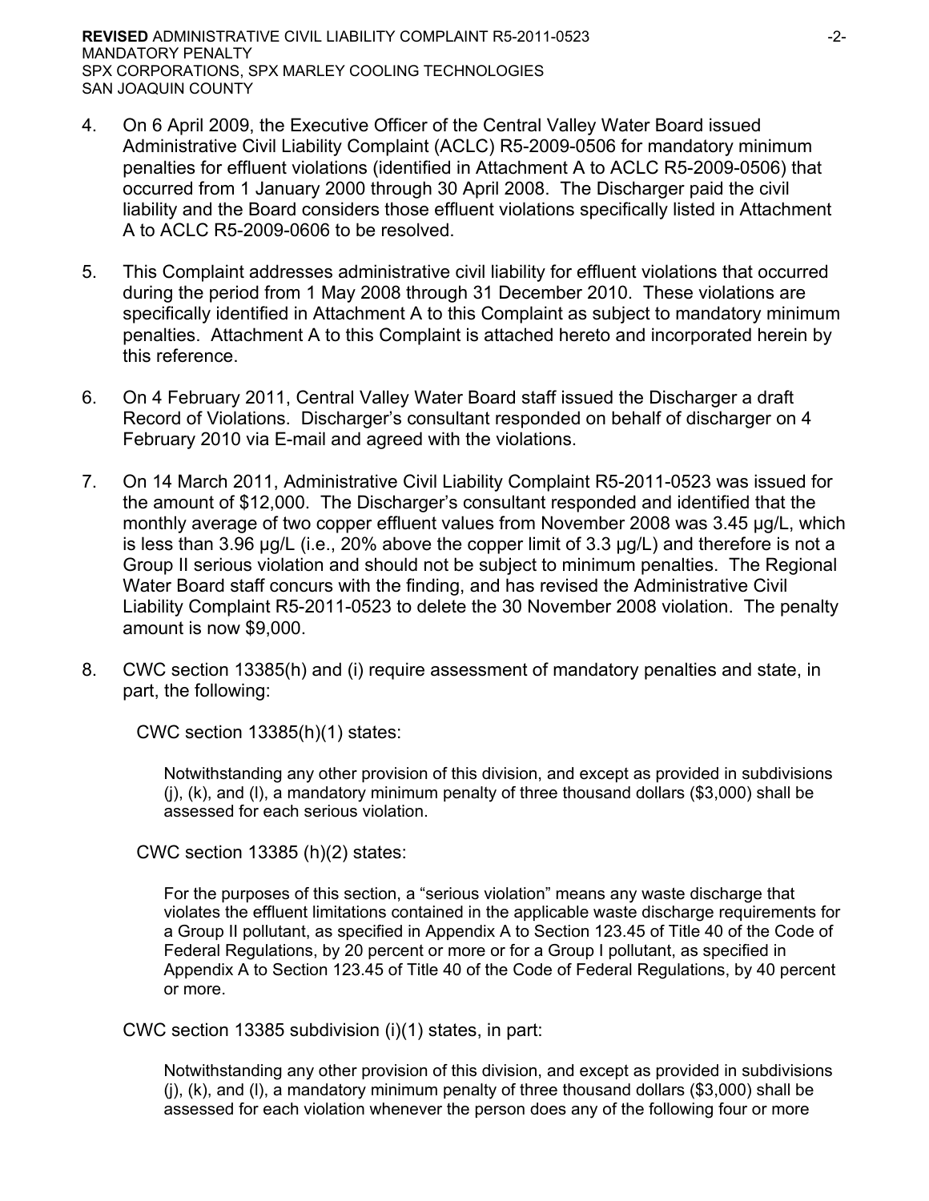4. On 6 April 2009, the Executive Officer of the Central Valley Water Board issued Administrative Civil Liability Complaint (ACLC) R5-2009-0506 for mandatory minimum penalties for effluent violations (identified in Attachment A to ACLC R5-2009-0506) that occurred from 1 January 2000 through 30 April 2008. The Discharger paid the civil liability and the Board considers those effluent violations specifically listed in Attachment A to ACLC R5-2009-0606 to be resolved.

5. This Complaint addresses administrative civil liability for effluent violations that occurred during the period from 1 May 2008 through 31 December 2010. These violations are specifically identified in Attachment A to this Complaint as subject to mandatory minimum penalties. Attachment A to this Complaint is attached hereto and incorporated herein by this reference.

6. On 4 February 2011, Central Valley Water Board staff issued the Discharger a draft Record of Violations. Discharger's consultant responded on behalf of discharger on 4 February 2010 via E-mail and agreed with the violations.

7. On 14 March 2011, Administrative Civil Liability Complaint R5-2011-0523 was issued for the amount of $12,000. The Discharger's consultant responded and identified that the monthly average of two copper effluent values from November 2008 was 3.45 µg/L, which is less than 3.96 µg/L (i.e., 20% above the copper limit of 3.3 µg/L) and therefore is not a Group II serious violation and should not be subject to minimum penalties. The Regional Water Board staff concurs with the finding, and has revised the Administrative Civil Liability Complaint R5-2011-0523 to delete the 30 November 2008 violation. The penalty amount is now $9,000.

8. CWC section 13385(h) and (i) require assessment of mandatory penalties and state, in part, the following:

   CWC section 13385(h)(1) states:

   > Notwithstanding any other provision of this division, and except as provided in subdivisions (j), (k), and (l), a mandatory minimum penalty of three thousand dollars ($3,000) shall be assessed for each serious violation.

   CWC section 13385 (h)(2) states:

   > For the purposes of this section, a "serious violation" means any waste discharge that violates the effluent limitations contained in the applicable waste discharge requirements for a Group II pollutant, as specified in Appendix A to Section 123.45 of Title 40 of the Code of Federal Regulations, by 20 percent or more or for a Group I pollutant, as specified in Appendix A to Section 123.45 of Title 40 of the Code of Federal Regulations, by 40 percent or more.

   CWC section 13385 subdivision (i)(1) states, in part:

   > Notwithstanding any other provision of this division, and except as provided in subdivisions (j), (k), and (l), a mandatory minimum penalty of three thousand dollars ($3,000) shall be assessed for each violation whenever the person does any of the following four or more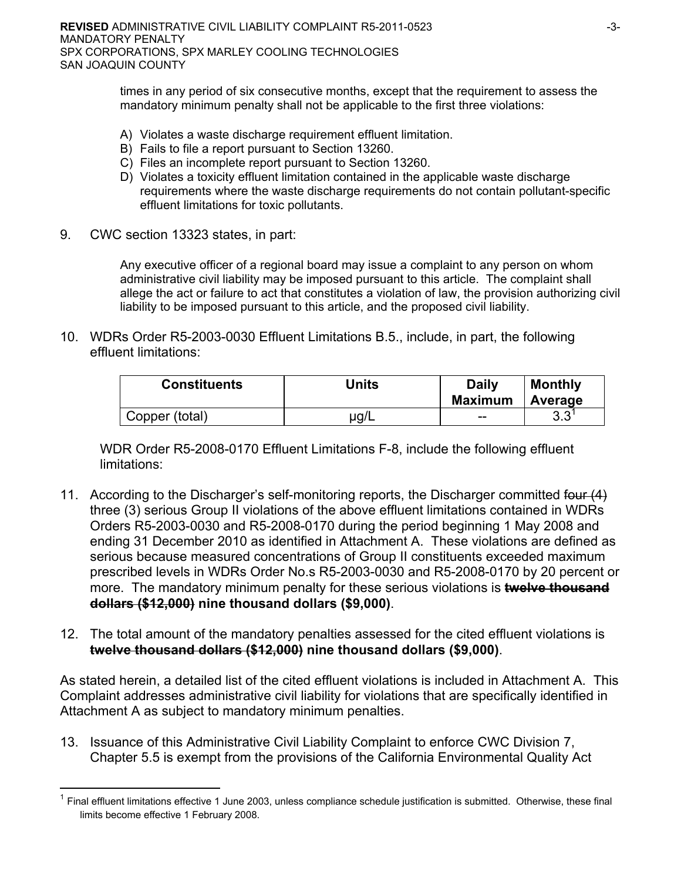times in any period of six consecutive months, except that the requirement to assess the mandatory minimum penalty shall not be applicable to the first three violations:

A) Violates a waste discharge requirement effluent limitation.
B) Fails to file a report pursuant to Section 13260.
C) Files an incomplete report pursuant to Section 13260.
D) Violates a toxicity effluent limitation contained in the applicable waste discharge requirements where the waste discharge requirements do not contain pollutant-specific effluent limitations for toxic pollutants.

9. CWC section 13323 states, in part:

   Any executive officer of a regional board may issue a complaint to any person on whom administrative civil liability may be imposed pursuant to this article. The complaint shall allege the act or failure to act that constitutes a violation of law, the provision authorizing civil liability to be imposed pursuant to this article, and the proposed civil liability.

10. WDRs Order R5-2003-0030 Effluent Limitations B.5., include, in part, the following effluent limitations:

| Constituents | Units | Daily Maximum | Monthly Average |
|---|---|---|---|
| Copper (total) | μg/L | -- | 3.3[1] |

   WDR Order R5-2008-0170 Effluent Limitations F-8, include the following effluent limitations:

11. According to the Discharger's self-monitoring reports, the Discharger committed ~~four (4)~~ three (3) serious Group II violations of the above effluent limitations contained in WDRs Orders R5-2003-0030 and R5-2008-0170 during the period beginning 1 May 2008 and ending 31 December 2010 as identified in Attachment A. These violations are defined as serious because measured concentrations of Group II constituents exceeded maximum prescribed levels in WDRs Order No.s R5-2003-0030 and R5-2008-0170 by 20 percent or more. The mandatory minimum penalty for these serious violations is **~~twelve thousand dollars ($12,000)~~ nine thousand dollars ($9,000)**.

12. The total amount of the mandatory penalties assessed for the cited effluent violations is **~~twelve thousand dollars ($12,000)~~ nine thousand dollars ($9,000)**.

As stated herein, a detailed list of the cited effluent violations is included in Attachment A. This Complaint addresses administrative civil liability for violations that are specifically identified in Attachment A as subject to mandatory minimum penalties.

13. Issuance of this Administrative Civil Liability Complaint to enforce CWC Division 7, Chapter 5.5 is exempt from the provisions of the California Environmental Quality Act

---

[1] Final effluent limitations effective 1 June 2003, unless compliance schedule justification is submitted. Otherwise, these final limits become effective 1 February 2008.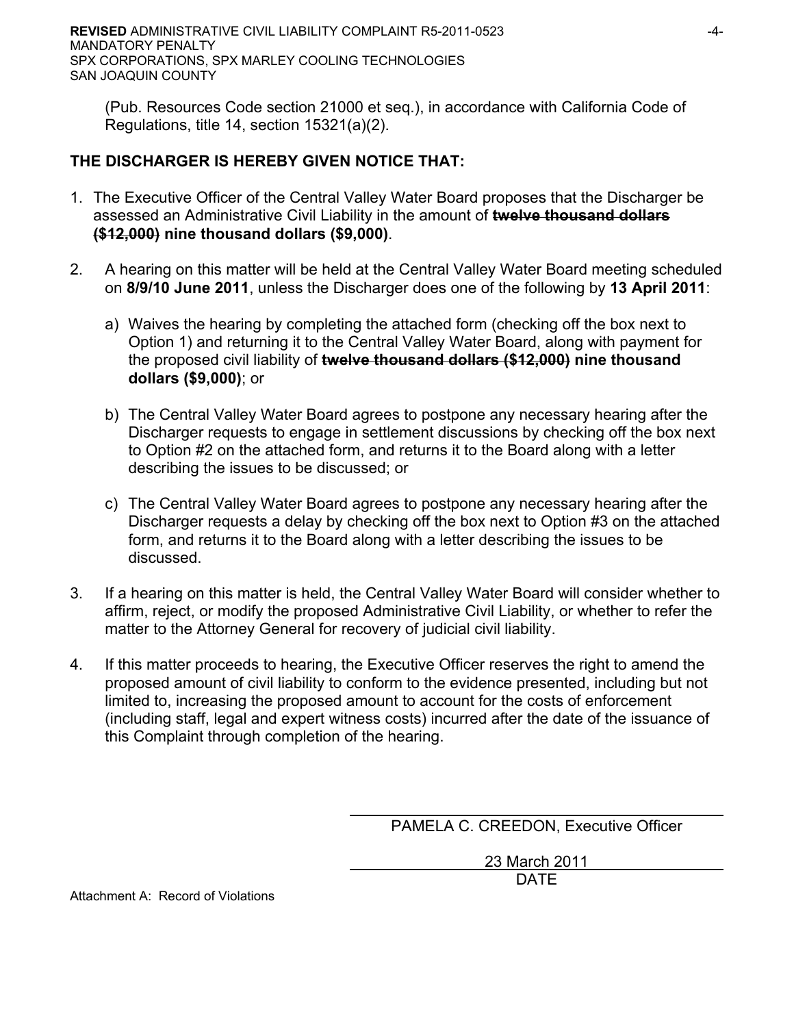(Pub. Resources Code section 21000 et seq.), in accordance with California Code of Regulations, title 14, section 15321(a)(2).

**THE DISCHARGER IS HEREBY GIVEN NOTICE THAT:**

1. The Executive Officer of the Central Valley Water Board proposes that the Discharger be assessed an Administrative Civil Liability in the amount of ~~**twelve thousand dollars ($12,000)**~~ **nine thousand dollars ($9,000)**.

2. A hearing on this matter will be held at the Central Valley Water Board meeting scheduled on **8/9/10 June 2011**, unless the Discharger does one of the following by **13 April 2011**:

   a) Waives the hearing by completing the attached form (checking off the box next to Option 1) and returning it to the Central Valley Water Board, along with payment for the proposed civil liability of ~~**twelve thousand dollars ($12,000)**~~ **nine thousand dollars ($9,000)**; or

   b) The Central Valley Water Board agrees to postpone any necessary hearing after the Discharger requests to engage in settlement discussions by checking off the box next to Option #2 on the attached form, and returns it to the Board along with a letter describing the issues to be discussed; or

   c) The Central Valley Water Board agrees to postpone any necessary hearing after the Discharger requests a delay by checking off the box next to Option #3 on the attached form, and returns it to the Board along with a letter describing the issues to be discussed.

3. If a hearing on this matter is held, the Central Valley Water Board will consider whether to affirm, reject, or modify the proposed Administrative Civil Liability, or whether to refer the matter to the Attorney General for recovery of judicial civil liability.

4. If this matter proceeds to hearing, the Executive Officer reserves the right to amend the proposed amount of civil liability to conform to the evidence presented, including but not limited to, increasing the proposed amount to account for the costs of enforcement (including staff, legal and expert witness costs) incurred after the date of the issuance of this Complaint through completion of the hearing.

PAMELA C. CREEDON, Executive Officer

23 March 2011

DATE

Attachment A: Record of Violations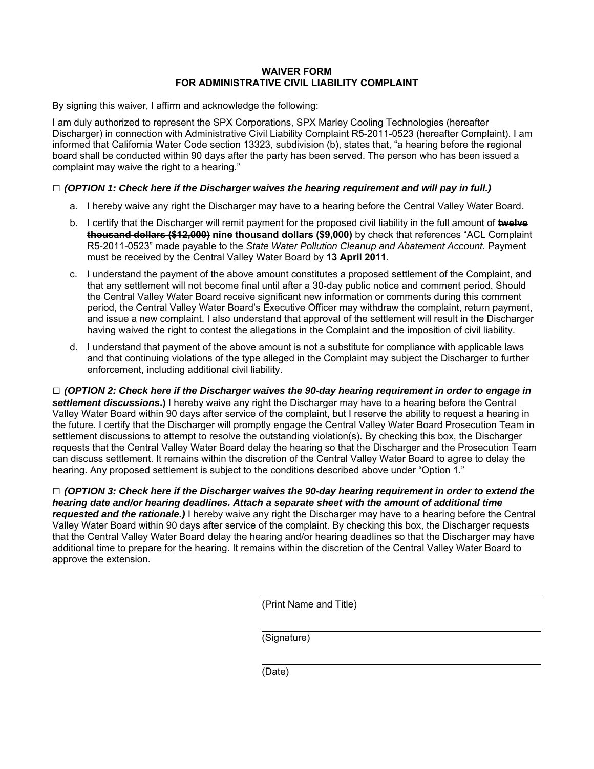**WAIVER FORM**
**FOR ADMINISTRATIVE CIVIL LIABILITY COMPLAINT**

By signing this waiver, I affirm and acknowledge the following:

I am duly authorized to represent the SPX Corporations, SPX Marley Cooling Technologies (hereafter Discharger) in connection with Administrative Civil Liability Complaint R5-2011-0523 (hereafter Complaint). I am informed that California Water Code section 13323, subdivision (b), states that, "a hearing before the regional board shall be conducted within 90 days after the party has been served. The person who has been issued a complaint may waive the right to a hearing."

□ ***(OPTION 1: Check here if the Discharger waives the hearing requirement and will pay in full.)***

a. I hereby waive any right the Discharger may have to a hearing before the Central Valley Water Board.

b. I certify that the Discharger will remit payment for the proposed civil liability in the full amount of ~~**twelve thousand dollars ($12,000)**~~ **nine thousand dollars ($9,000)** by check that references "ACL Complaint R5-2011-0523" made payable to the *State Water Pollution Cleanup and Abatement Account*. Payment must be received by the Central Valley Water Board by **13 April 2011**.

c. I understand the payment of the above amount constitutes a proposed settlement of the Complaint, and that any settlement will not become final until after a 30-day public notice and comment period. Should the Central Valley Water Board receive significant new information or comments during this comment period, the Central Valley Water Board's Executive Officer may withdraw the complaint, return payment, and issue a new complaint. I also understand that approval of the settlement will result in the Discharger having waived the right to contest the allegations in the Complaint and the imposition of civil liability.

d. I understand that payment of the above amount is not a substitute for compliance with applicable laws and that continuing violations of the type alleged in the Complaint may subject the Discharger to further enforcement, including additional civil liability.

□ ***(OPTION 2: Check here if the Discharger waives the 90-day hearing requirement in order to engage in settlement discussions.)*** I hereby waive any right the Discharger may have to a hearing before the Central Valley Water Board within 90 days after service of the complaint, but I reserve the ability to request a hearing in the future. I certify that the Discharger will promptly engage the Central Valley Water Board Prosecution Team in settlement discussions to attempt to resolve the outstanding violation(s). By checking this box, the Discharger requests that the Central Valley Water Board delay the hearing so that the Discharger and the Prosecution Team can discuss settlement. It remains within the discretion of the Central Valley Water Board to agree to delay the hearing. Any proposed settlement is subject to the conditions described above under "Option 1."

□ ***(OPTION 3: Check here if the Discharger waives the 90-day hearing requirement in order to extend the hearing date and/or hearing deadlines. Attach a separate sheet with the amount of additional time requested and the rationale.)*** I hereby waive any right the Discharger may have to a hearing before the Central Valley Water Board within 90 days after service of the complaint. By checking this box, the Discharger requests that the Central Valley Water Board delay the hearing and/or hearing deadlines so that the Discharger may have additional time to prepare for the hearing. It remains within the discretion of the Central Valley Water Board to approve the extension.

______________________________
(Print Name and Title)

______________________________
(Signature)

______________________________
(Date)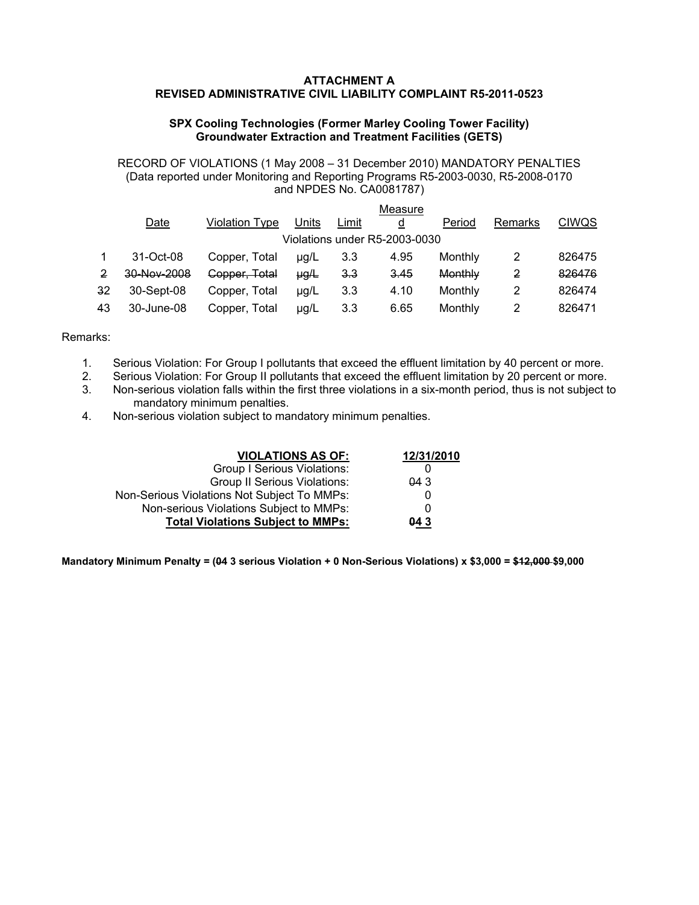**ATTACHMENT A**
**REVISED ADMINISTRATIVE CIVIL LIABILITY COMPLAINT R5-2011-0523**

**SPX Cooling Technologies (Former Marley Cooling Tower Facility)**
**Groundwater Extraction and Treatment Facilities (GETS)**

RECORD OF VIOLATIONS (1 May 2008 – 31 December 2010) MANDATORY PENALTIES
(Data reported under Monitoring and Reporting Programs R5-2003-0030, R5-2008-0170 and NPDES No. CA0081787)

| | Date | Violation Type | Units | Limit | Measured | Period | Remarks | CIWQS |
|---|---|---|---|---|---|---|---|---|
| | | | | Violations under R5-2003-0030 | | | | |
| 1 | 31-Oct-08 | Copper, Total | µg/L | 3.3 | 4.95 | Monthly | 2 | 826475 |
| ~~2~~ | ~~30-Nov-2008~~ | ~~Copper, Total~~ | ~~µg/L~~ | ~~3.3~~ | ~~3.45~~ | ~~Monthly~~ | ~~2~~ | ~~826476~~ |
| ~~3~~2 | 30-Sept-08 | Copper, Total | µg/L | 3.3 | 4.10 | Monthly | 2 | 826474 |
| ~~4~~3 | 30-June-08 | Copper, Total | µg/L | 3.3 | 6.65 | Monthly | 2 | 826471 |

Remarks:

1. Serious Violation: For Group I pollutants that exceed the effluent limitation by 40 percent or more.
2. Serious Violation: For Group II pollutants that exceed the effluent limitation by 20 percent or more.
3. Non-serious violation falls within the first three violations in a six-month period, thus is not subject to mandatory minimum penalties.
4. Non-serious violation subject to mandatory minimum penalties.

| **VIOLATIONS AS OF:** | **12/31/2010** |
|---|---|
| Group I Serious Violations: | 0 |
| Group II Serious Violations: | ~~04~~ 3 |
| Non-Serious Violations Not Subject To MMPs: | 0 |
| Non-serious Violations Subject to MMPs: | 0 |
| **Total Violations Subject to MMPs:** | **~~04~~ 3** |

**Mandatory Minimum Penalty = (~~04~~ 3 serious Violation + 0 Non-Serious Violations) x $3,000 = ~~$12,000~~ $9,000**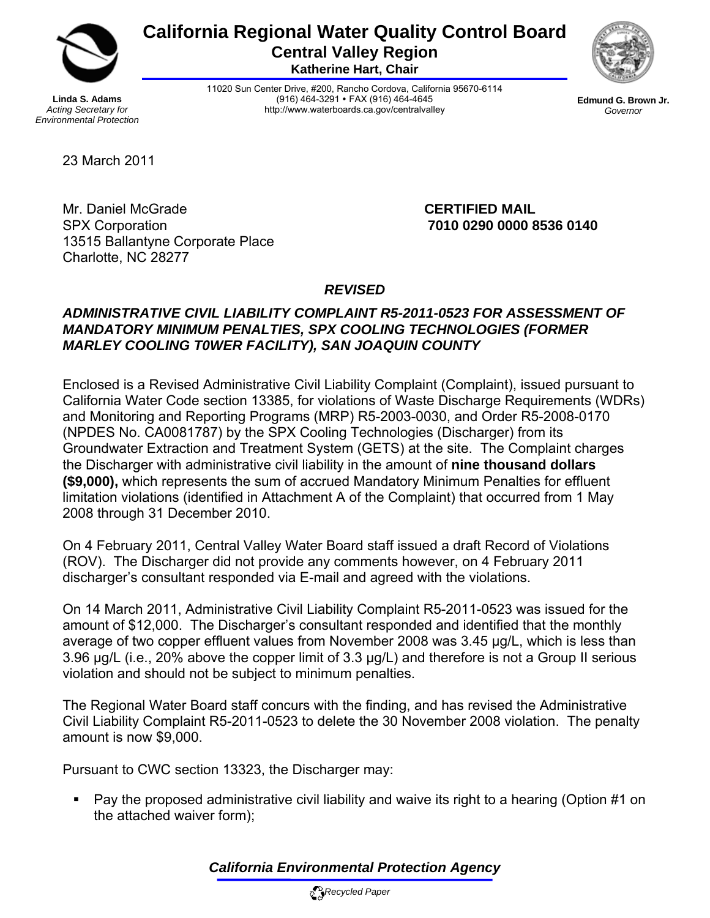# California Regional Water Quality Control Board
## Central Valley Region
**Katherine Hart, Chair**

**Linda S. Adams**
*Acting Secretary for Environmental Protection*

11020 Sun Center Drive, #200, Rancho Cordova, California 95670-6114
(916) 464-3291 • FAX (916) 464-4645
http://www.waterboards.ca.gov/centralvalley

**Edmund G. Brown Jr.**
*Governor*

23 March 2011

Mr. Daniel McGrade
SPX Corporation
13515 Ballantyne Corporate Place
Charlotte, NC 28277

**CERTIFIED MAIL**
**7010 0290 0000 8536 0140**

***REVISED***

***ADMINISTRATIVE CIVIL LIABILITY COMPLAINT R5-2011-0523 FOR ASSESSMENT OF MANDATORY MINIMUM PENALTIES, SPX COOLING TECHNOLOGIES (FORMER MARLEY COOLING T0WER FACILITY), SAN JOAQUIN COUNTY***

Enclosed is a Revised Administrative Civil Liability Complaint (Complaint), issued pursuant to California Water Code section 13385, for violations of Waste Discharge Requirements (WDRs) and Monitoring and Reporting Programs (MRP) R5-2003-0030, and Order R5-2008-0170 (NPDES No. CA0081787) by the SPX Cooling Technologies (Discharger) from its Groundwater Extraction and Treatment System (GETS) at the site. The Complaint charges the Discharger with administrative civil liability in the amount of **nine thousand dollars ($9,000),** which represents the sum of accrued Mandatory Minimum Penalties for effluent limitation violations (identified in Attachment A of the Complaint) that occurred from 1 May 2008 through 31 December 2010.

On 4 February 2011, Central Valley Water Board staff issued a draft Record of Violations (ROV). The Discharger did not provide any comments however, on 4 February 2011 discharger's consultant responded via E-mail and agreed with the violations.

On 14 March 2011, Administrative Civil Liability Complaint R5-2011-0523 was issued for the amount of $12,000. The Discharger's consultant responded and identified that the monthly average of two copper effluent values from November 2008 was 3.45 µg/L, which is less than 3.96 µg/L (i.e., 20% above the copper limit of 3.3 µg/L) and therefore is not a Group II serious violation and should not be subject to minimum penalties.

The Regional Water Board staff concurs with the finding, and has revised the Administrative Civil Liability Complaint R5-2011-0523 to delete the 30 November 2008 violation. The penalty amount is now $9,000.

Pursuant to CWC section 13323, the Discharger may:

- Pay the proposed administrative civil liability and waive its right to a hearing (Option #1 on the attached waiver form);

*California Environmental Protection Agency*

*Recycled Paper*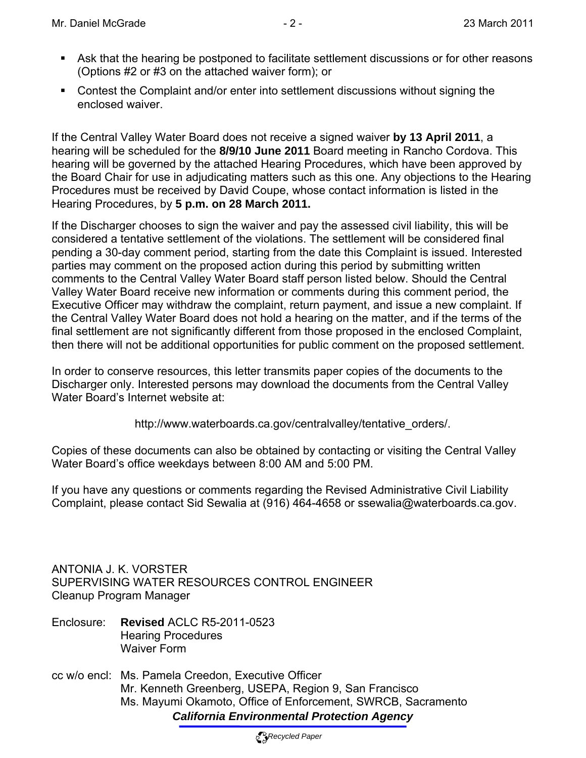- Ask that the hearing be postponed to facilitate settlement discussions or for other reasons (Options #2 or #3 on the attached waiver form); or
- Contest the Complaint and/or enter into settlement discussions without signing the enclosed waiver.

If the Central Valley Water Board does not receive a signed waiver **by 13 April 2011**, a hearing will be scheduled for the **8/9/10 June 2011** Board meeting in Rancho Cordova. This hearing will be governed by the attached Hearing Procedures, which have been approved by the Board Chair for use in adjudicating matters such as this one. Any objections to the Hearing Procedures must be received by David Coupe, whose contact information is listed in the Hearing Procedures, by **5 p.m. on 28 March 2011.**

If the Discharger chooses to sign the waiver and pay the assessed civil liability, this will be considered a tentative settlement of the violations. The settlement will be considered final pending a 30-day comment period, starting from the date this Complaint is issued. Interested parties may comment on the proposed action during this period by submitting written comments to the Central Valley Water Board staff person listed below. Should the Central Valley Water Board receive new information or comments during this comment period, the Executive Officer may withdraw the complaint, return payment, and issue a new complaint. If the Central Valley Water Board does not hold a hearing on the matter, and if the terms of the final settlement are not significantly different from those proposed in the enclosed Complaint, then there will not be additional opportunities for public comment on the proposed settlement.

In order to conserve resources, this letter transmits paper copies of the documents to the Discharger only. Interested persons may download the documents from the Central Valley Water Board's Internet website at:

http://www.waterboards.ca.gov/centralvalley/tentative_orders/.

Copies of these documents can also be obtained by contacting or visiting the Central Valley Water Board's office weekdays between 8:00 AM and 5:00 PM.

If you have any questions or comments regarding the Revised Administrative Civil Liability Complaint, please contact Sid Sewalia at (916) 464-4658 or ssewalia@waterboards.ca.gov.

ANTONIA J. K. VORSTER
SUPERVISING WATER RESOURCES CONTROL ENGINEER
Cleanup Program Manager

Enclosure: **Revised** ACLC R5-2011-0523
Hearing Procedures
Waiver Form

cc w/o encl: Ms. Pamela Creedon, Executive Officer
Mr. Kenneth Greenberg, USEPA, Region 9, San Francisco
Ms. Mayumi Okamoto, Office of Enforcement, SWRCB, Sacramento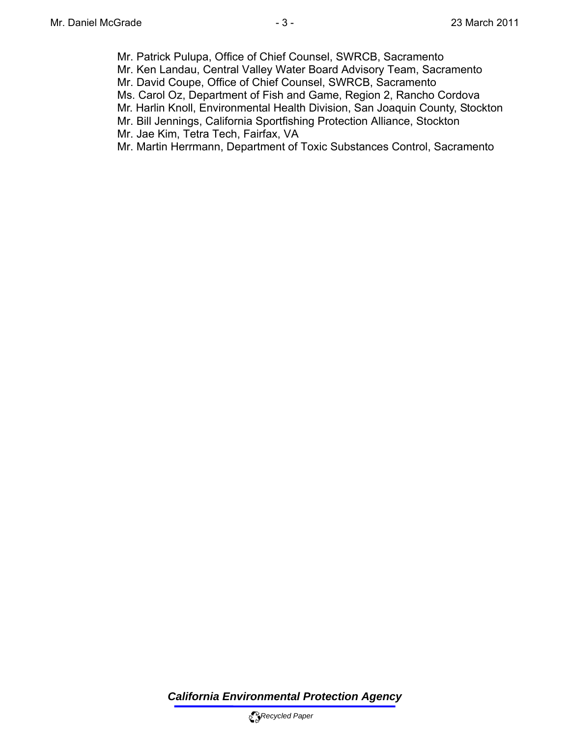Mr. Patrick Pulupa, Office of Chief Counsel, SWRCB, Sacramento
Mr. Ken Landau, Central Valley Water Board Advisory Team, Sacramento
Mr. David Coupe, Office of Chief Counsel, SWRCB, Sacramento
Ms. Carol Oz, Department of Fish and Game, Region 2, Rancho Cordova
Mr. Harlin Knoll, Environmental Health Division, San Joaquin County, Stockton
Mr. Bill Jennings, California Sportfishing Protection Alliance, Stockton
Mr. Jae Kim, Tetra Tech, Fairfax, VA
Mr. Martin Herrmann, Department of Toxic Substances Control, Sacramento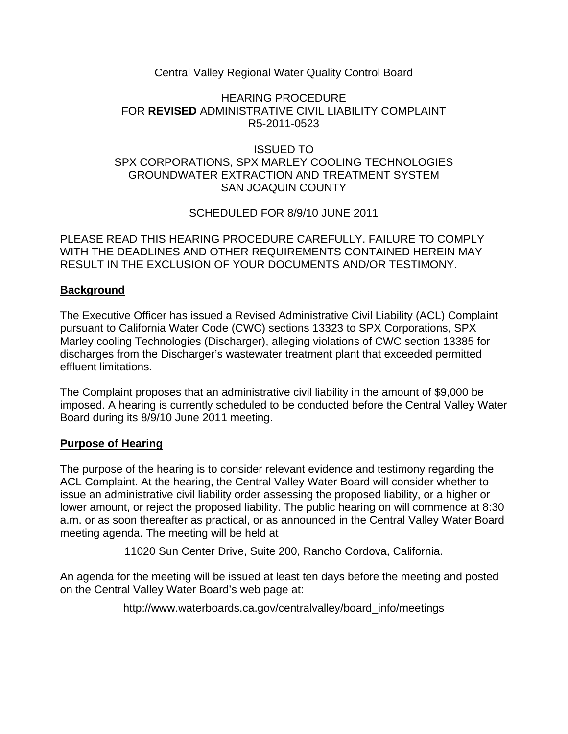Central Valley Regional Water Quality Control Board

HEARING PROCEDURE
FOR **REVISED** ADMINISTRATIVE CIVIL LIABILITY COMPLAINT
R5-2011-0523

ISSUED TO
SPX CORPORATIONS, SPX MARLEY COOLING TECHNOLOGIES
GROUNDWATER EXTRACTION AND TREATMENT SYSTEM
SAN JOAQUIN COUNTY

SCHEDULED FOR 8/9/10 JUNE 2011

PLEASE READ THIS HEARING PROCEDURE CAREFULLY. FAILURE TO COMPLY WITH THE DEADLINES AND OTHER REQUIREMENTS CONTAINED HEREIN MAY RESULT IN THE EXCLUSION OF YOUR DOCUMENTS AND/OR TESTIMONY.

**Background**

The Executive Officer has issued a Revised Administrative Civil Liability (ACL) Complaint pursuant to California Water Code (CWC) sections 13323 to SPX Corporations, SPX Marley cooling Technologies (Discharger), alleging violations of CWC section 13385 for discharges from the Discharger's wastewater treatment plant that exceeded permitted effluent limitations.

The Complaint proposes that an administrative civil liability in the amount of $9,000 be imposed. A hearing is currently scheduled to be conducted before the Central Valley Water Board during its 8/9/10 June 2011 meeting.

**Purpose of Hearing**

The purpose of the hearing is to consider relevant evidence and testimony regarding the ACL Complaint. At the hearing, the Central Valley Water Board will consider whether to issue an administrative civil liability order assessing the proposed liability, or a higher or lower amount, or reject the proposed liability. The public hearing on will commence at 8:30 a.m. or as soon thereafter as practical, or as announced in the Central Valley Water Board meeting agenda. The meeting will be held at

11020 Sun Center Drive, Suite 200, Rancho Cordova, California.

An agenda for the meeting will be issued at least ten days before the meeting and posted on the Central Valley Water Board's web page at:

http://www.waterboards.ca.gov/centralvalley/board_info/meetings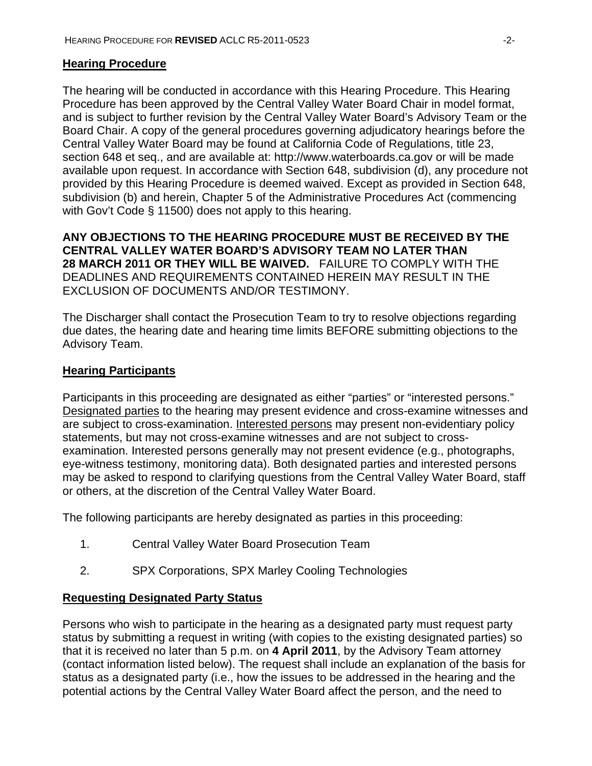**Hearing Procedure**

The hearing will be conducted in accordance with this Hearing Procedure. This Hearing Procedure has been approved by the Central Valley Water Board Chair in model format, and is subject to further revision by the Central Valley Water Board's Advisory Team or the Board Chair. A copy of the general procedures governing adjudicatory hearings before the Central Valley Water Board may be found at California Code of Regulations, title 23, section 648 et seq., and are available at: http://www.waterboards.ca.gov or will be made available upon request. In accordance with Section 648, subdivision (d), any procedure not provided by this Hearing Procedure is deemed waived. Except as provided in Section 648, subdivision (b) and herein, Chapter 5 of the Administrative Procedures Act (commencing with Gov't Code § 11500) does not apply to this hearing.

**ANY OBJECTIONS TO THE HEARING PROCEDURE MUST BE RECEIVED BY THE CENTRAL VALLEY WATER BOARD'S ADVISORY TEAM NO LATER THAN 28 MARCH 2011 OR THEY WILL BE WAIVED.** FAILURE TO COMPLY WITH THE DEADLINES AND REQUIREMENTS CONTAINED HEREIN MAY RESULT IN THE EXCLUSION OF DOCUMENTS AND/OR TESTIMONY.

The Discharger shall contact the Prosecution Team to try to resolve objections regarding due dates, the hearing date and hearing time limits BEFORE submitting objections to the Advisory Team.

**Hearing Participants**

Participants in this proceeding are designated as either "parties" or "interested persons." Designated parties to the hearing may present evidence and cross-examine witnesses and are subject to cross-examination. Interested persons may present non-evidentiary policy statements, but may not cross-examine witnesses and are not subject to cross-examination. Interested persons generally may not present evidence (e.g., photographs, eye-witness testimony, monitoring data). Both designated parties and interested persons may be asked to respond to clarifying questions from the Central Valley Water Board, staff or others, at the discretion of the Central Valley Water Board.

The following participants are hereby designated as parties in this proceeding:

1. Central Valley Water Board Prosecution Team
2. SPX Corporations, SPX Marley Cooling Technologies

**Requesting Designated Party Status**

Persons who wish to participate in the hearing as a designated party must request party status by submitting a request in writing (with copies to the existing designated parties) so that it is received no later than 5 p.m. on **4 April 2011**, by the Advisory Team attorney (contact information listed below). The request shall include an explanation of the basis for status as a designated party (i.e., how the issues to be addressed in the hearing and the potential actions by the Central Valley Water Board affect the person, and the need to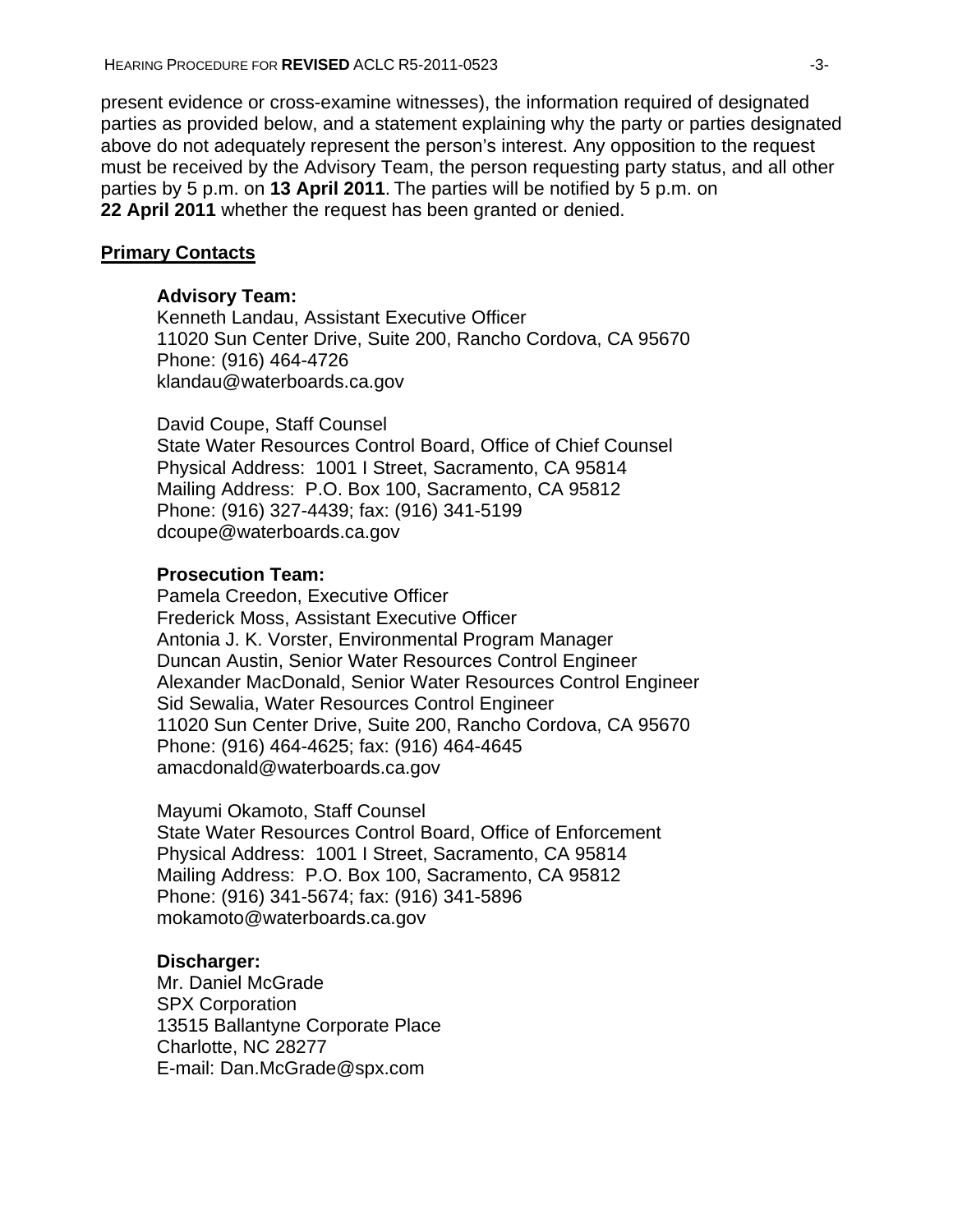present evidence or cross-examine witnesses), the information required of designated parties as provided below, and a statement explaining why the party or parties designated above do not adequately represent the person's interest. Any opposition to the request must be received by the Advisory Team, the person requesting party status, and all other parties by 5 p.m. on **13 April 2011**. The parties will be notified by 5 p.m. on **22 April 2011** whether the request has been granted or denied.

## Primary Contacts

**Advisory Team:**
Kenneth Landau, Assistant Executive Officer
11020 Sun Center Drive, Suite 200, Rancho Cordova, CA 95670
Phone: (916) 464-4726
klandau@waterboards.ca.gov

David Coupe, Staff Counsel
State Water Resources Control Board, Office of Chief Counsel
Physical Address: 1001 I Street, Sacramento, CA 95814
Mailing Address: P.O. Box 100, Sacramento, CA 95812
Phone: (916) 327-4439; fax: (916) 341-5199
dcoupe@waterboards.ca.gov

**Prosecution Team:**
Pamela Creedon, Executive Officer
Frederick Moss, Assistant Executive Officer
Antonia J. K. Vorster, Environmental Program Manager
Duncan Austin, Senior Water Resources Control Engineer
Alexander MacDonald, Senior Water Resources Control Engineer
Sid Sewalia, Water Resources Control Engineer
11020 Sun Center Drive, Suite 200, Rancho Cordova, CA 95670
Phone: (916) 464-4625; fax: (916) 464-4645
amacdonald@waterboards.ca.gov

Mayumi Okamoto, Staff Counsel
State Water Resources Control Board, Office of Enforcement
Physical Address: 1001 I Street, Sacramento, CA 95814
Mailing Address: P.O. Box 100, Sacramento, CA 95812
Phone: (916) 341-5674; fax: (916) 341-5896
mokamoto@waterboards.ca.gov

**Discharger:**
Mr. Daniel McGrade
SPX Corporation
13515 Ballantyne Corporate Place
Charlotte, NC 28277
E-mail: Dan.McGrade@spx.com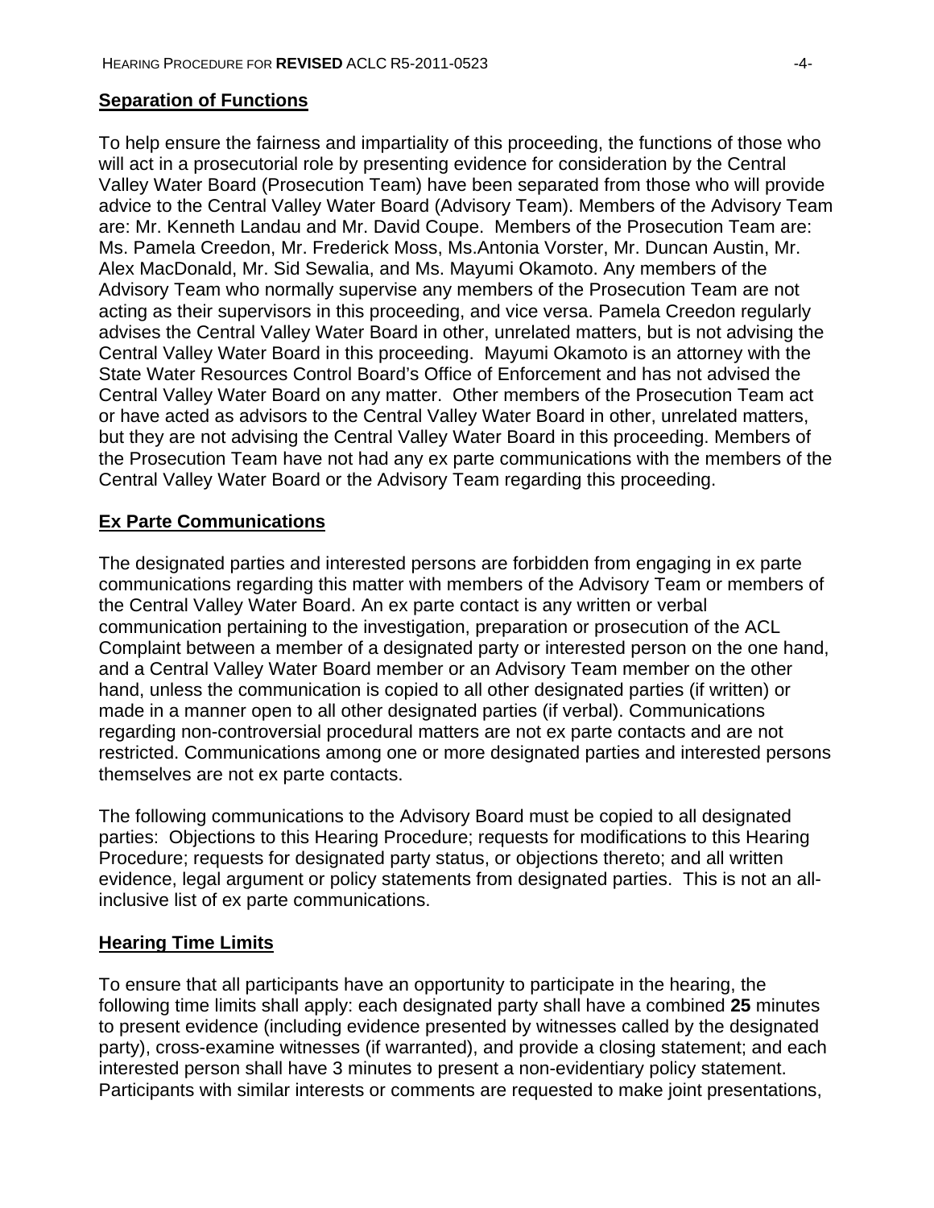## Separation of Functions

To help ensure the fairness and impartiality of this proceeding, the functions of those who will act in a prosecutorial role by presenting evidence for consideration by the Central Valley Water Board (Prosecution Team) have been separated from those who will provide advice to the Central Valley Water Board (Advisory Team). Members of the Advisory Team are: Mr. Kenneth Landau and Mr. David Coupe. Members of the Prosecution Team are: Ms. Pamela Creedon, Mr. Frederick Moss, Ms.Antonia Vorster, Mr. Duncan Austin, Mr. Alex MacDonald, Mr. Sid Sewalia, and Ms. Mayumi Okamoto. Any members of the Advisory Team who normally supervise any members of the Prosecution Team are not acting as their supervisors in this proceeding, and vice versa. Pamela Creedon regularly advises the Central Valley Water Board in other, unrelated matters, but is not advising the Central Valley Water Board in this proceeding. Mayumi Okamoto is an attorney with the State Water Resources Control Board's Office of Enforcement and has not advised the Central Valley Water Board on any matter. Other members of the Prosecution Team act or have acted as advisors to the Central Valley Water Board in other, unrelated matters, but they are not advising the Central Valley Water Board in this proceeding. Members of the Prosecution Team have not had any ex parte communications with the members of the Central Valley Water Board or the Advisory Team regarding this proceeding.

## Ex Parte Communications

The designated parties and interested persons are forbidden from engaging in ex parte communications regarding this matter with members of the Advisory Team or members of the Central Valley Water Board. An ex parte contact is any written or verbal communication pertaining to the investigation, preparation or prosecution of the ACL Complaint between a member of a designated party or interested person on the one hand, and a Central Valley Water Board member or an Advisory Team member on the other hand, unless the communication is copied to all other designated parties (if written) or made in a manner open to all other designated parties (if verbal). Communications regarding non-controversial procedural matters are not ex parte contacts and are not restricted. Communications among one or more designated parties and interested persons themselves are not ex parte contacts.

The following communications to the Advisory Board must be copied to all designated parties: Objections to this Hearing Procedure; requests for modifications to this Hearing Procedure; requests for designated party status, or objections thereto; and all written evidence, legal argument or policy statements from designated parties. This is not an all-inclusive list of ex parte communications.

## Hearing Time Limits

To ensure that all participants have an opportunity to participate in the hearing, the following time limits shall apply: each designated party shall have a combined **25** minutes to present evidence (including evidence presented by witnesses called by the designated party), cross-examine witnesses (if warranted), and provide a closing statement; and each interested person shall have 3 minutes to present a non-evidentiary policy statement. Participants with similar interests or comments are requested to make joint presentations,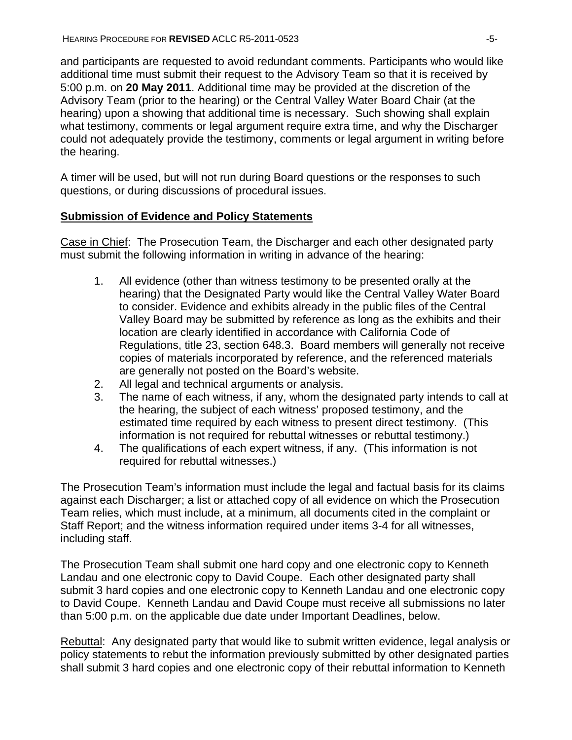and participants are requested to avoid redundant comments. Participants who would like additional time must submit their request to the Advisory Team so that it is received by 5:00 p.m. on **20 May 2011**. Additional time may be provided at the discretion of the Advisory Team (prior to the hearing) or the Central Valley Water Board Chair (at the hearing) upon a showing that additional time is necessary. Such showing shall explain what testimony, comments or legal argument require extra time, and why the Discharger could not adequately provide the testimony, comments or legal argument in writing before the hearing.

A timer will be used, but will not run during Board questions or the responses to such questions, or during discussions of procedural issues.

## Submission of Evidence and Policy Statements

Case in Chief: The Prosecution Team, the Discharger and each other designated party must submit the following information in writing in advance of the hearing:

1. All evidence (other than witness testimony to be presented orally at the hearing) that the Designated Party would like the Central Valley Water Board to consider. Evidence and exhibits already in the public files of the Central Valley Board may be submitted by reference as long as the exhibits and their location are clearly identified in accordance with California Code of Regulations, title 23, section 648.3. Board members will generally not receive copies of materials incorporated by reference, and the referenced materials are generally not posted on the Board's website.
2. All legal and technical arguments or analysis.
3. The name of each witness, if any, whom the designated party intends to call at the hearing, the subject of each witness' proposed testimony, and the estimated time required by each witness to present direct testimony. (This information is not required for rebuttal witnesses or rebuttal testimony.)
4. The qualifications of each expert witness, if any. (This information is not required for rebuttal witnesses.)

The Prosecution Team's information must include the legal and factual basis for its claims against each Discharger; a list or attached copy of all evidence on which the Prosecution Team relies, which must include, at a minimum, all documents cited in the complaint or Staff Report; and the witness information required under items 3-4 for all witnesses, including staff.

The Prosecution Team shall submit one hard copy and one electronic copy to Kenneth Landau and one electronic copy to David Coupe. Each other designated party shall submit 3 hard copies and one electronic copy to Kenneth Landau and one electronic copy to David Coupe. Kenneth Landau and David Coupe must receive all submissions no later than 5:00 p.m. on the applicable due date under Important Deadlines, below.

Rebuttal: Any designated party that would like to submit written evidence, legal analysis or policy statements to rebut the information previously submitted by other designated parties shall submit 3 hard copies and one electronic copy of their rebuttal information to Kenneth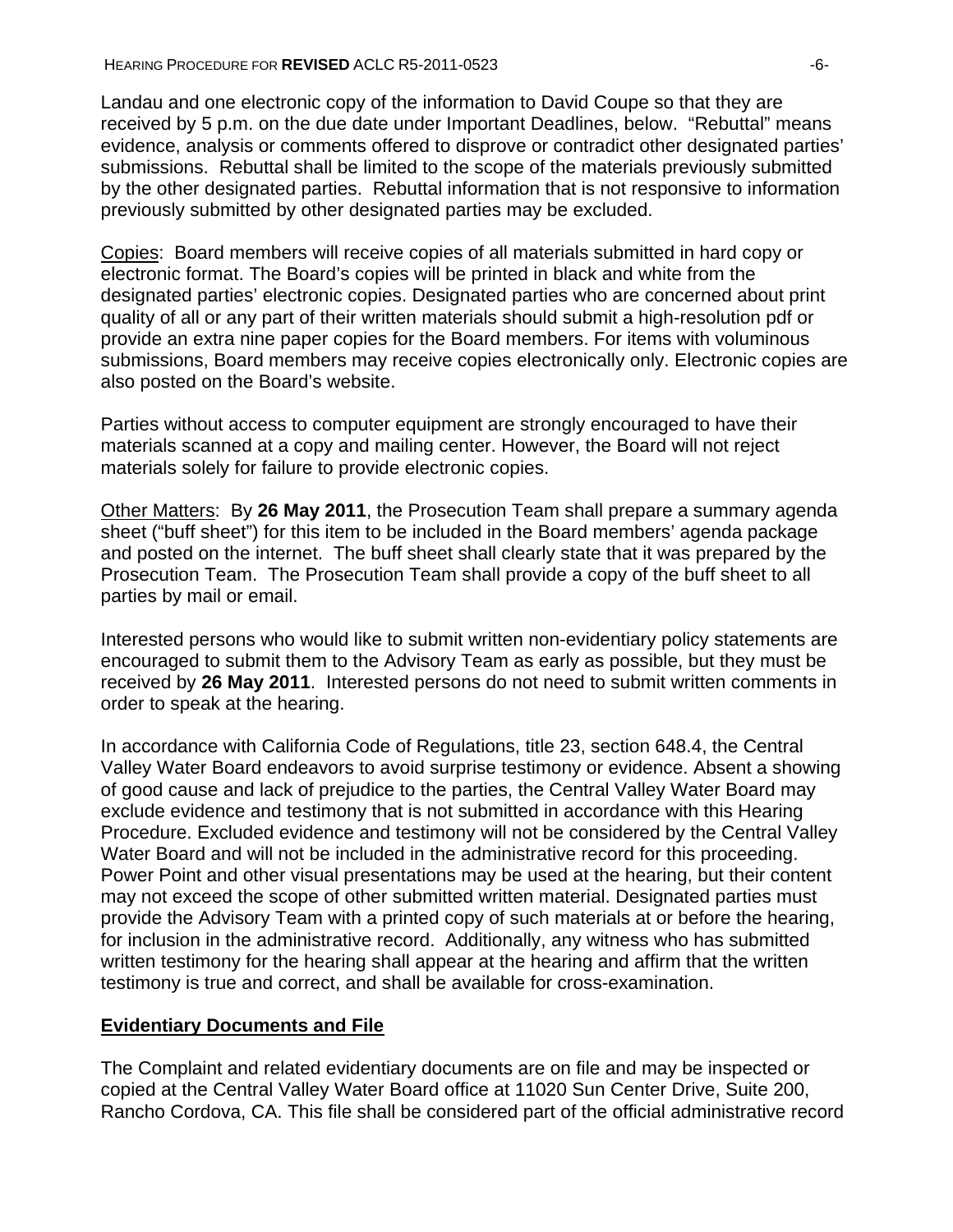Landau and one electronic copy of the information to David Coupe so that they are received by 5 p.m. on the due date under Important Deadlines, below. "Rebuttal" means evidence, analysis or comments offered to disprove or contradict other designated parties' submissions. Rebuttal shall be limited to the scope of the materials previously submitted by the other designated parties. Rebuttal information that is not responsive to information previously submitted by other designated parties may be excluded.

Copies: Board members will receive copies of all materials submitted in hard copy or electronic format. The Board's copies will be printed in black and white from the designated parties' electronic copies. Designated parties who are concerned about print quality of all or any part of their written materials should submit a high-resolution pdf or provide an extra nine paper copies for the Board members. For items with voluminous submissions, Board members may receive copies electronically only. Electronic copies are also posted on the Board's website.

Parties without access to computer equipment are strongly encouraged to have their materials scanned at a copy and mailing center. However, the Board will not reject materials solely for failure to provide electronic copies.

Other Matters: By **26 May 2011**, the Prosecution Team shall prepare a summary agenda sheet ("buff sheet") for this item to be included in the Board members' agenda package and posted on the internet. The buff sheet shall clearly state that it was prepared by the Prosecution Team. The Prosecution Team shall provide a copy of the buff sheet to all parties by mail or email.

Interested persons who would like to submit written non-evidentiary policy statements are encouraged to submit them to the Advisory Team as early as possible, but they must be received by **26 May 2011**. Interested persons do not need to submit written comments in order to speak at the hearing.

In accordance with California Code of Regulations, title 23, section 648.4, the Central Valley Water Board endeavors to avoid surprise testimony or evidence. Absent a showing of good cause and lack of prejudice to the parties, the Central Valley Water Board may exclude evidence and testimony that is not submitted in accordance with this Hearing Procedure. Excluded evidence and testimony will not be considered by the Central Valley Water Board and will not be included in the administrative record for this proceeding. Power Point and other visual presentations may be used at the hearing, but their content may not exceed the scope of other submitted written material. Designated parties must provide the Advisory Team with a printed copy of such materials at or before the hearing, for inclusion in the administrative record. Additionally, any witness who has submitted written testimony for the hearing shall appear at the hearing and affirm that the written testimony is true and correct, and shall be available for cross-examination.

## Evidentiary Documents and File

The Complaint and related evidentiary documents are on file and may be inspected or copied at the Central Valley Water Board office at 11020 Sun Center Drive, Suite 200, Rancho Cordova, CA. This file shall be considered part of the official administrative record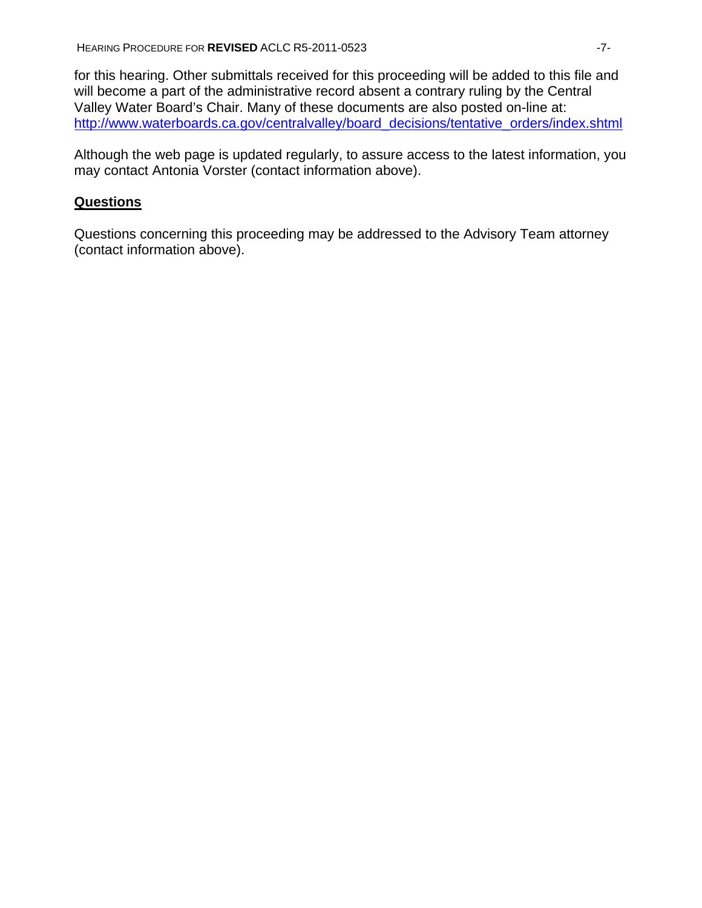for this hearing. Other submittals received for this proceeding will be added to this file and will become a part of the administrative record absent a contrary ruling by the Central Valley Water Board's Chair. Many of these documents are also posted on-line at: http://www.waterboards.ca.gov/centralvalley/board_decisions/tentative_orders/index.shtml

Although the web page is updated regularly, to assure access to the latest information, you may contact Antonia Vorster (contact information above).

## Questions

Questions concerning this proceeding may be addressed to the Advisory Team attorney (contact information above).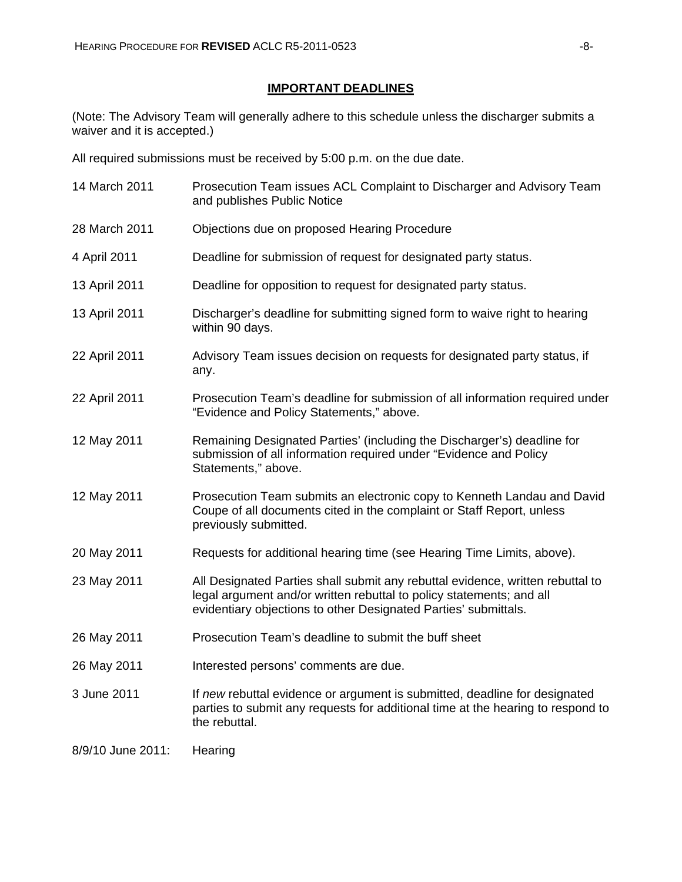## IMPORTANT DEADLINES

(Note: The Advisory Team will generally adhere to this schedule unless the discharger submits a waiver and it is accepted.)

All required submissions must be received by 5:00 p.m. on the due date.

| | |
|---|---|
| 14 March 2011 | Prosecution Team issues ACL Complaint to Discharger and Advisory Team and publishes Public Notice |
| 28 March 2011 | Objections due on proposed Hearing Procedure |
| 4 April 2011 | Deadline for submission of request for designated party status. |
| 13 April 2011 | Deadline for opposition to request for designated party status. |
| 13 April 2011 | Discharger's deadline for submitting signed form to waive right to hearing within 90 days. |
| 22 April 2011 | Advisory Team issues decision on requests for designated party status, if any. |
| 22 April 2011 | Prosecution Team's deadline for submission of all information required under "Evidence and Policy Statements," above. |
| 12 May 2011 | Remaining Designated Parties' (including the Discharger's) deadline for submission of all information required under "Evidence and Policy Statements," above. |
| 12 May 2011 | Prosecution Team submits an electronic copy to Kenneth Landau and David Coupe of all documents cited in the complaint or Staff Report, unless previously submitted. |
| 20 May 2011 | Requests for additional hearing time (see Hearing Time Limits, above). |
| 23 May 2011 | All Designated Parties shall submit any rebuttal evidence, written rebuttal to legal argument and/or written rebuttal to policy statements; and all evidentiary objections to other Designated Parties' submittals. |
| 26 May 2011 | Prosecution Team's deadline to submit the buff sheet |
| 26 May 2011 | Interested persons' comments are due. |
| 3 June 2011 | If *new* rebuttal evidence or argument is submitted, deadline for designated parties to submit any requests for additional time at the hearing to respond to the rebuttal. |
| 8/9/10 June 2011: | Hearing |